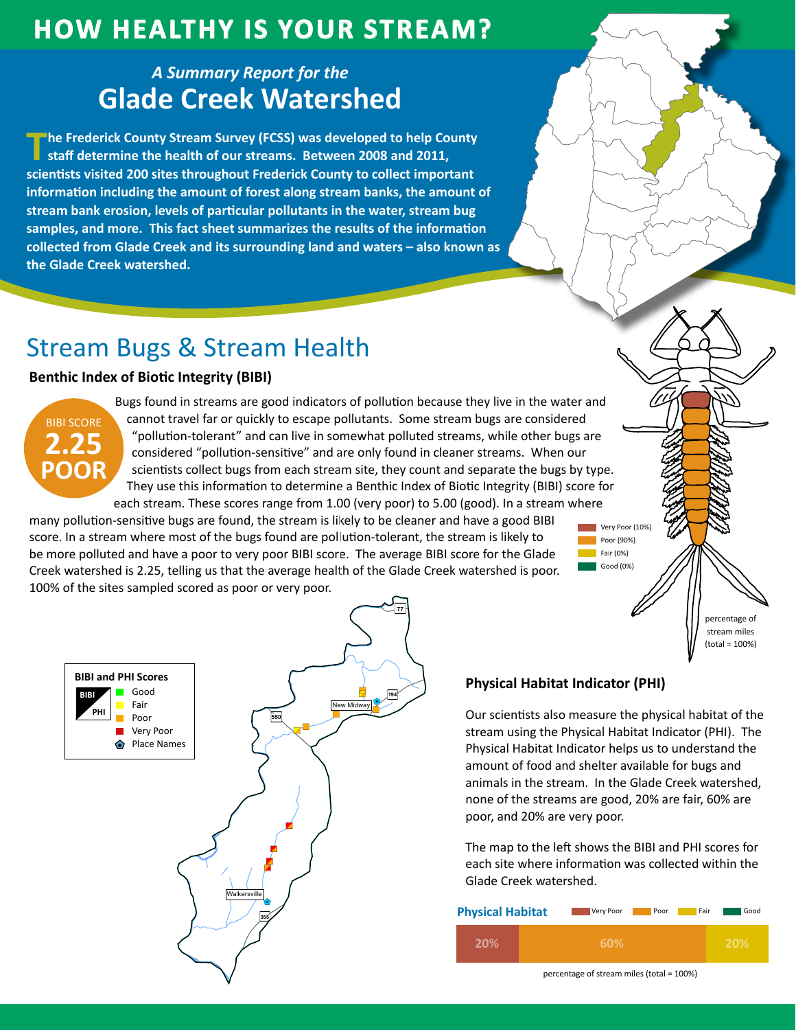# HOW HEALTHY IS YOUR STREAM?

*A Summary Report for the*

## Glade Creek Watershed

**The Frederick County Stream Survey (FCSS) was developed to help County staff determine the health of our streams. Between 2008 and 2011, scientists visited 200 sites throughout Frederick County to collect important information including the amount of forest along stream banks, the amount of stream bank erosion, levels of particular pollutants in the water, stream bug samples, and more. This fact sheet summarizes the results of the information collected from Glade Creek and its surrounding land and waters – also known as the Glade Creek watershed.**

## Stream Bugs & Stream Health

### Benthic Index of Biotic Integrity (BIBI)

BIBI SCORE **2.25** **POOR**

Bugs found in streams are good indicators of pollution because they live in the water and cannot travel far or quickly to escape pollutants. Some stream bugs are considered "pollution-tolerant" and can live in somewhat polluted streams, while other bugs are considered "pollution-sensitive" and are only found in cleaner streams. When our scientists collect bugs from each stream site, they count and separate the bugs by type. They use this information to determine a Benthic Index of Biotic Integrity (BIBI) score for each stream. These scores range from 1.00 (very poor) to 5.00 (good). In a stream where many pollution-sensitive bugs are found, the stream is likely to be cleaner and have a good BIBI score. In a stream where most of the bugs found are pollution-tolerant, the stream is likely to be more polluted and have a poor to very poor BIBI score. The average BIBI score for the Glade Creek watershed is 2.25, telling us that the average health of the Glade Creek watershed is poor. 100% of the sites sampled scored as poor or very poor.

- Very Poor (10%)
- Poor (90%)
- Fair (0%)
- Good (0%)

percentage of stream miles (total = 100%)

**BIBI and PHI Scores**

- Good
- Fair
- Poor
- Very Poor
- Place Names

New Midway, Walkersville, 77, 194, 550, 355

### Physical Habitat Indicator (PHI)

Our scientists also measure the physical habitat of the stream using the Physical Habitat Indicator (PHI). The Physical Habitat Indicator helps us to understand the amount of food and shelter available for bugs and animals in the stream. In the Glade Creek watershed, none of the streams are good, 20% are fair, 60% are poor, and 20% are very poor.

The map to the left shows the BIBI and PHI scores for each site where information was collected within the Glade Creek watershed.

**Physical Habitat**

| Very Poor | Poor | Fair | Good |
|---|---|---|---|
| 20% | 60% | 20% | |

percentage of stream miles (total = 100%)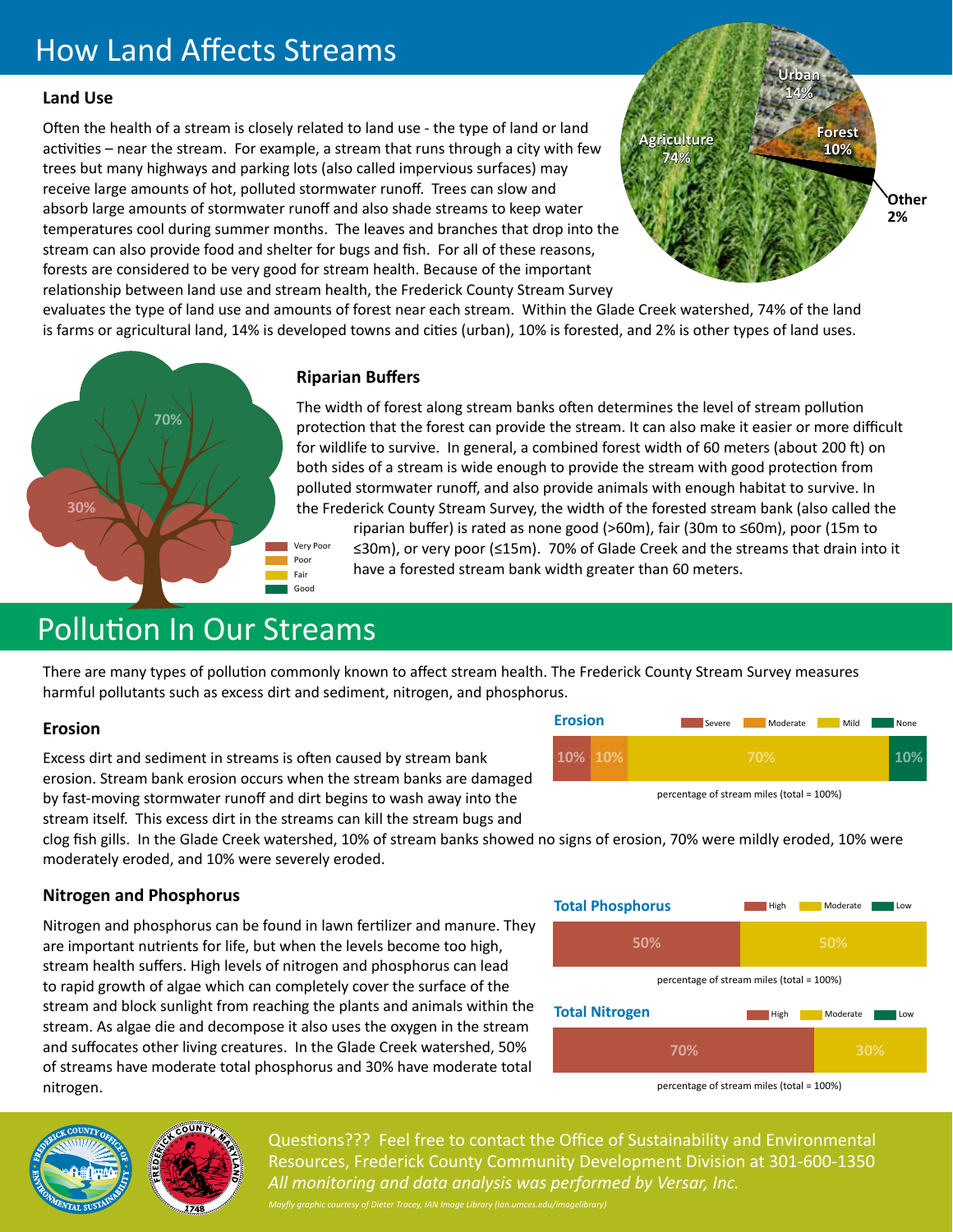# How Land Affects Streams

## Land Use

Often the health of a stream is closely related to land use - the type of land or land activities – near the stream. For example, a stream that runs through a city with few trees but many highways and parking lots (also called impervious surfaces) may receive large amounts of hot, polluted stormwater runoff. Trees can slow and absorb large amounts of stormwater runoff and also shade streams to keep water temperatures cool during summer months. The leaves and branches that drop into the stream can also provide food and shelter for bugs and fish. For all of these reasons, forests are considered to be very good for stream health. Because of the important relationship between land use and stream health, the Frederick County Stream Survey evaluates the type of land use and amounts of forest near each stream. Within the Glade Creek watershed, 74% of the land is farms or agricultural land, 14% is developed towns and cities (urban), 10% is forested, and 2% is other types of land uses.

Agriculture 74%
Urban 14%
Forest 10%
Other 2%

## Riparian Buffers

70%
30%

Very Poor
Poor
Fair
Good

The width of forest along stream banks often determines the level of stream pollution protection that the forest can provide the stream. It can also make it easier or more difficult for wildlife to survive. In general, a combined forest width of 60 meters (about 200 ft) on both sides of a stream is wide enough to provide the stream with good protection from polluted stormwater runoff, and also provide animals with enough habitat to survive. In the Frederick County Stream Survey, the width of the forested stream bank (also called the riparian buffer) is rated as none good (>60m), fair (30m to ≤60m), poor (15m to ≤30m), or very poor (≤15m). 70% of Glade Creek and the streams that drain into it have a forested stream bank width greater than 60 meters.

# Pollution In Our Streams

There are many types of pollution commonly known to affect stream health. The Frederick County Stream Survey measures harmful pollutants such as excess dirt and sediment, nitrogen, and phosphorus.

## Erosion

Excess dirt and sediment in streams is often caused by stream bank erosion. Stream bank erosion occurs when the stream banks are damaged by fast-moving stormwater runoff and dirt begins to wash away into the stream itself. This excess dirt in the streams can kill the stream bugs and clog fish gills. In the Glade Creek watershed, 10% of stream banks showed no signs of erosion, 70% were mildly eroded, 10% were moderately eroded, and 10% were severely eroded.

Erosion
Severe Moderate Mild None
10% 10% 70% 10%
percentage of stream miles (total = 100%)

## Nitrogen and Phosphorus

Nitrogen and phosphorus can be found in lawn fertilizer and manure. They are important nutrients for life, but when the levels become too high, stream health suffers. High levels of nitrogen and phosphorus can lead to rapid growth of algae which can completely cover the surface of the stream and block sunlight from reaching the plants and animals within the stream. As algae die and decompose it also uses the oxygen in the stream and suffocates other living creatures. In the Glade Creek watershed, 50% of streams have moderate total phosphorus and 30% have moderate total nitrogen.

Total Phosphorus
High Moderate Low
50% 50%
percentage of stream miles (total = 100%)

Total Nitrogen
High Moderate Low
70% 30%
percentage of stream miles (total = 100%)

Questions??? Feel free to contact the Office of Sustainability and Environmental Resources, Frederick County Community Development Division at 301-600-1350

*All monitoring and data analysis was performed by Versar, Inc.*

*Mayfly graphic courtesy of Dieter Tracey, IAN Image Library (ian.umces.edu/imagelibrary)*